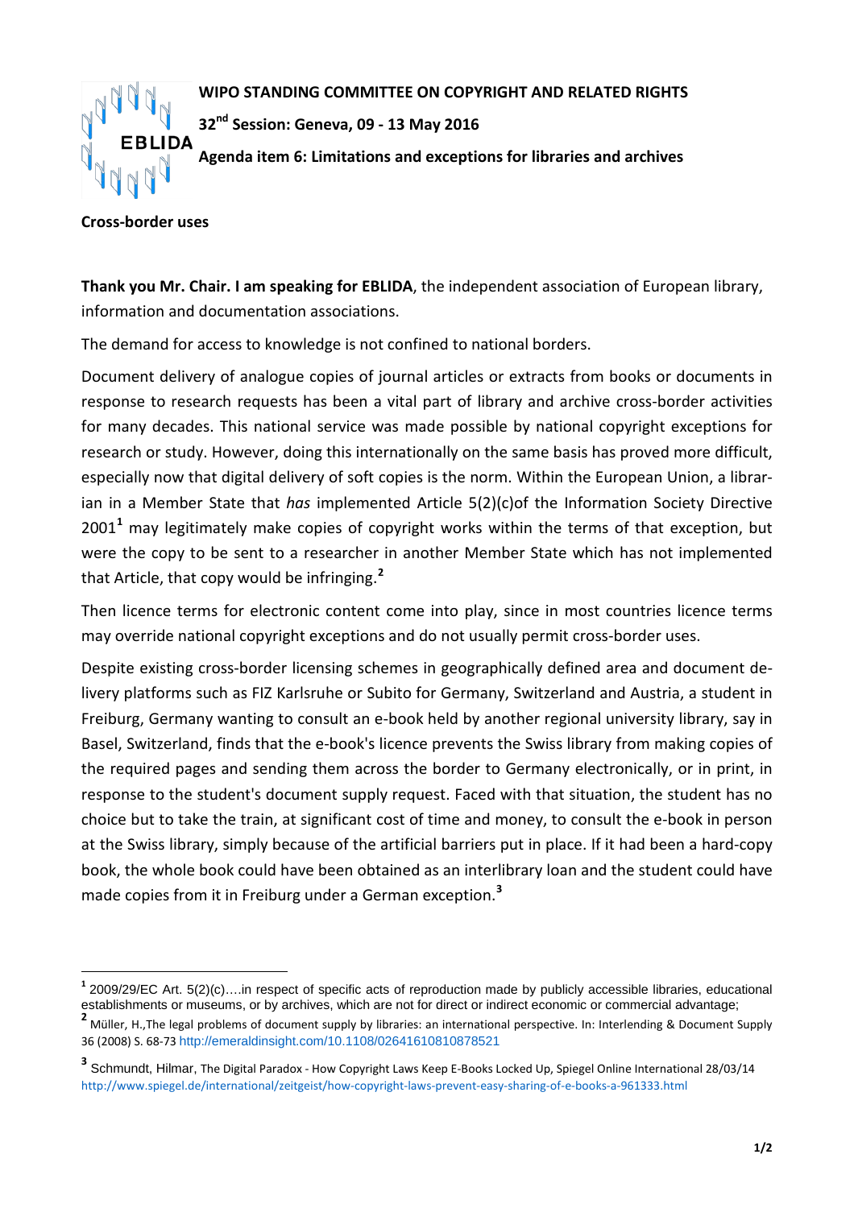**WIPO STANDING COMMITTEE ON COPYRIGHT AND RELATED RIGHTS**

**32nd Session: Geneva, 09 - 13 May 2016**

**Agenda item 6: Limitations and exceptions for libraries and archives**

**Cross-border uses**

**Thank you Mr. Chair. I am speaking for EBLIDA**, the independent association of European library, information and documentation associations.

The demand for access to knowledge is not confined to national borders.

Document delivery of analogue copies of journal articles or extracts from books or documents in response to research requests has been a vital part of library and archive cross-border activities for many decades. This national service was made possible by national copyright exceptions for research or study. However, doing this internationally on the same basis has proved more difficult, especially now that digital delivery of soft copies is the norm. Within the European Union, a librarian in a Member State that *has* implemented Article 5(2)(c)of the Information Society Directive 2001[1] may legitimately make copies of copyright works within the terms of that exception, but were the copy to be sent to a researcher in another Member State which has not implemented that Article, that copy would be infringing.[2]

Then licence terms for electronic content come into play, since in most countries licence terms may override national copyright exceptions and do not usually permit cross-border uses.

Despite existing cross-border licensing schemes in geographically defined area and document delivery platforms such as FIZ Karlsruhe or Subito for Germany, Switzerland and Austria, a student in Freiburg, Germany wanting to consult an e-book held by another regional university library, say in Basel, Switzerland, finds that the e-book's licence prevents the Swiss library from making copies of the required pages and sending them across the border to Germany electronically, or in print, in response to the student's document supply request. Faced with that situation, the student has no choice but to take the train, at significant cost of time and money, to consult the e-book in person at the Swiss library, simply because of the artificial barriers put in place. If it had been a hard-copy book, the whole book could have been obtained as an interlibrary loan and the student could have made copies from it in Freiburg under a German exception.[3]

---

[1] 2009/29/EC Art. 5(2)(c)….in respect of specific acts of reproduction made by publicly accessible libraries, educational establishments or museums, or by archives, which are not for direct or indirect economic or commercial advantage;

[2] Müller, H.,The legal problems of document supply by libraries: an international perspective. In: Interlending & Document Supply 36 (2008) S. 68-73 http://emeraldinsight.com/10.1108/02641610810878521

[3] Schmundt, Hilmar, The Digital Paradox - How Copyright Laws Keep E-Books Locked Up, Spiegel Online International 28/03/14 http://www.spiegel.de/international/zeitgeist/how-copyright-laws-prevent-easy-sharing-of-e-books-a-961333.html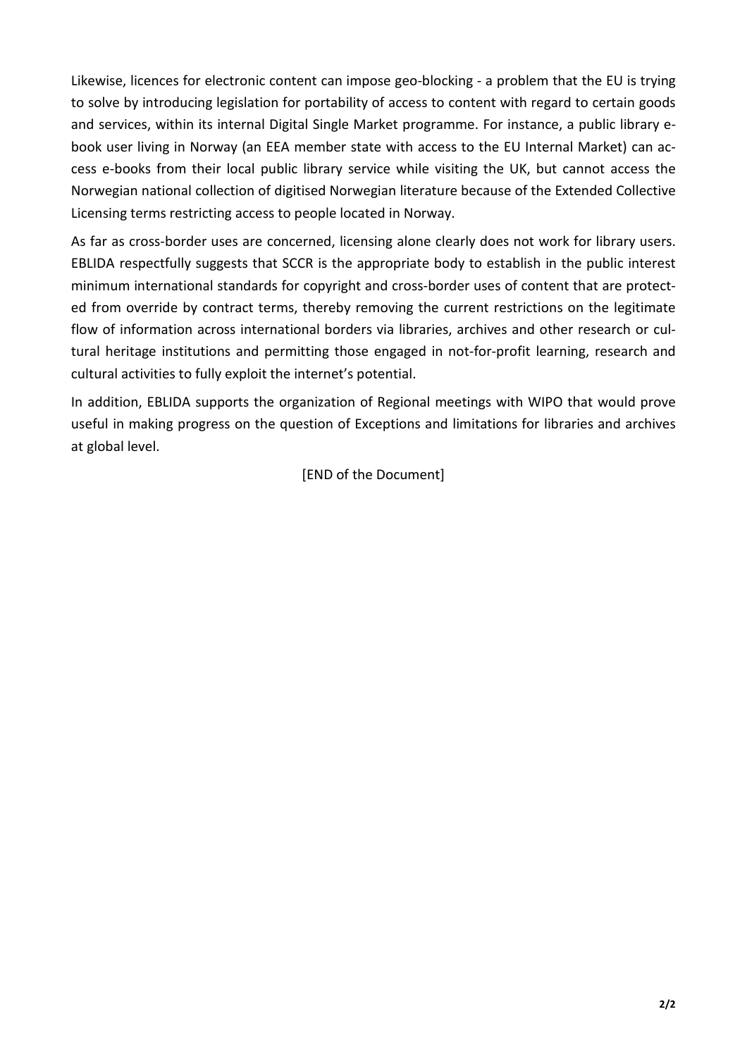Likewise, licences for electronic content can impose geo-blocking - a problem that the EU is trying to solve by introducing legislation for portability of access to content with regard to certain goods and services, within its internal Digital Single Market programme. For instance, a public library e-book user living in Norway (an EEA member state with access to the EU Internal Market) can access e-books from their local public library service while visiting the UK, but cannot access the Norwegian national collection of digitised Norwegian literature because of the Extended Collective Licensing terms restricting access to people located in Norway.

As far as cross-border uses are concerned, licensing alone clearly does not work for library users. EBLIDA respectfully suggests that SCCR is the appropriate body to establish in the public interest minimum international standards for copyright and cross-border uses of content that are protected from override by contract terms, thereby removing the current restrictions on the legitimate flow of information across international borders via libraries, archives and other research or cultural heritage institutions and permitting those engaged in not-for-profit learning, research and cultural activities to fully exploit the internet's potential.

In addition, EBLIDA supports the organization of Regional meetings with WIPO that would prove useful in making progress on the question of Exceptions and limitations for libraries and archives at global level.

[END of the Document]